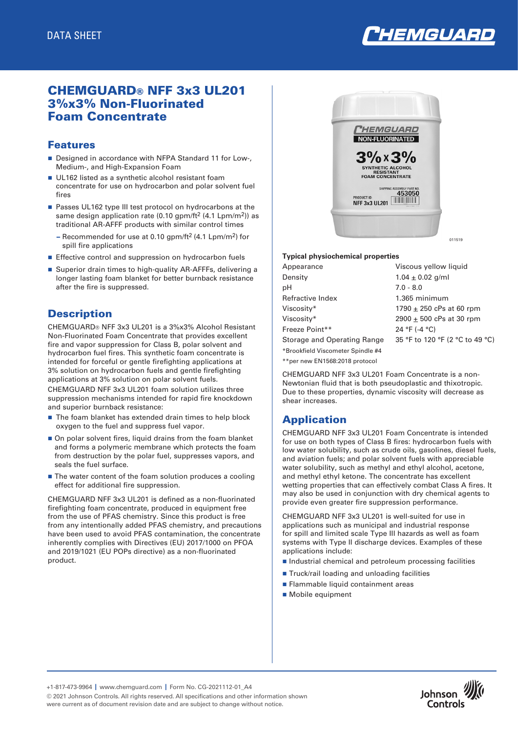DATA SHEET

# CHEMGUARD® NFF 3x3 UL201 3%x3% Non-Fluorinated Foam Concentrate

## Features

- Designed in accordance with NFPA Standard 11 for Low-, Medium-, and High-Expansion Foam
- UL162 listed as a synthetic alcohol resistant foam concentrate for use on hydrocarbon and polar solvent fuel fires
- Passes UL162 type III test protocol on hydrocarbons at the same design application rate (0.10 gpm/ft$^2$ (4.1 Lpm/m$^2$)) as traditional AR-AFFF products with similar control times
  - Recommended for use at 0.10 gpm/ft$^2$ (4.1 Lpm/m$^2$) for spill fire applications
- Effective control and suppression on hydrocarbon fuels
- Superior drain times to high-quality AR-AFFFs, delivering a longer lasting foam blanket for better burnback resistance after the fire is suppressed.

## Description

CHEMGUARD® NFF 3x3 UL201 is a 3%x3% Alcohol Resistant Non-Fluorinated Foam Concentrate that provides excellent fire and vapor suppression for Class B, polar solvent and hydrocarbon fuel fires. This synthetic foam concentrate is intended for forceful or gentle firefighting applications at 3% solution on hydrocarbon fuels and gentle firefighting applications at 3% solution on polar solvent fuels.

CHEMGUARD NFF 3x3 UL201 foam solution utilizes three suppression mechanisms intended for rapid fire knockdown and superior burnback resistance:

- The foam blanket has extended drain times to help block oxygen to the fuel and suppress fuel vapor.
- On polar solvent fires, liquid drains from the foam blanket and forms a polymeric membrane which protects the foam from destruction by the polar fuel, suppresses vapors, and seals the fuel surface.
- The water content of the foam solution produces a cooling effect for additional fire suppression.

CHEMGUARD NFF 3x3 UL201 is defined as a non-fluorinated firefighting foam concentrate, produced in equipment free from the use of PFAS chemistry. Since this product is free from any intentionally added PFAS chemistry, and precautions have been used to avoid PFAS contamination, the concentrate inherently complies with Directives (EU) 2017/1000 on PFOA and 2019/1021 (EU POPs directive) as a non-fluorinated product.

011519

### Typical physiochemical properties

| | |
|---|---|
| Appearance | Viscous yellow liquid |
| Density | 1.04 ± 0.02 g/ml |
| pH | 7.0 - 8.0 |
| Refractive Index | 1.365 minimum |
| Viscosity* | 1790 ± 250 cPs at 60 rpm |
| Viscosity* | 2900 ± 500 cPs at 30 rpm |
| Freeze Point** | 24 °F (-4 °C) |
| Storage and Operating Range | 35 °F to 120 °F (2 °C to 49 °C) |

*Brookfield Viscometer Spindle #4

**per new EN1568:2018 protocol

CHEMGUARD NFF 3x3 UL201 Foam Concentrate is a non-Newtonian fluid that is both pseudoplastic and thixotropic. Due to these properties, dynamic viscosity will decrease as shear increases.

## Application

CHEMGUARD NFF 3x3 UL201 Foam Concentrate is intended for use on both types of Class B fires: hydrocarbon fuels with low water solubility, such as crude oils, gasolines, diesel fuels, and aviation fuels; and polar solvent fuels with appreciable water solubility, such as methyl and ethyl alcohol, acetone, and methyl ethyl ketone. The concentrate has excellent wetting properties that can effectively combat Class A fires. It may also be used in conjunction with dry chemical agents to provide even greater fire suppression performance.

CHEMGUARD NFF 3x3 UL201 is well-suited for use in applications such as municipal and industrial response for spill and limited scale Type III hazards as well as foam systems with Type II discharge devices. Examples of these applications include:

- Industrial chemical and petroleum processing facilities
- Truck/rail loading and unloading facilities
- Flammable liquid containment areas
- Mobile equipment

+1-817-473-9964 | www.chemguard.com | Form No. CG-2021112-01_A4

© 2021 Johnson Controls. All rights reserved. All specifications and other information shown were current as of document revision date and are subject to change without notice.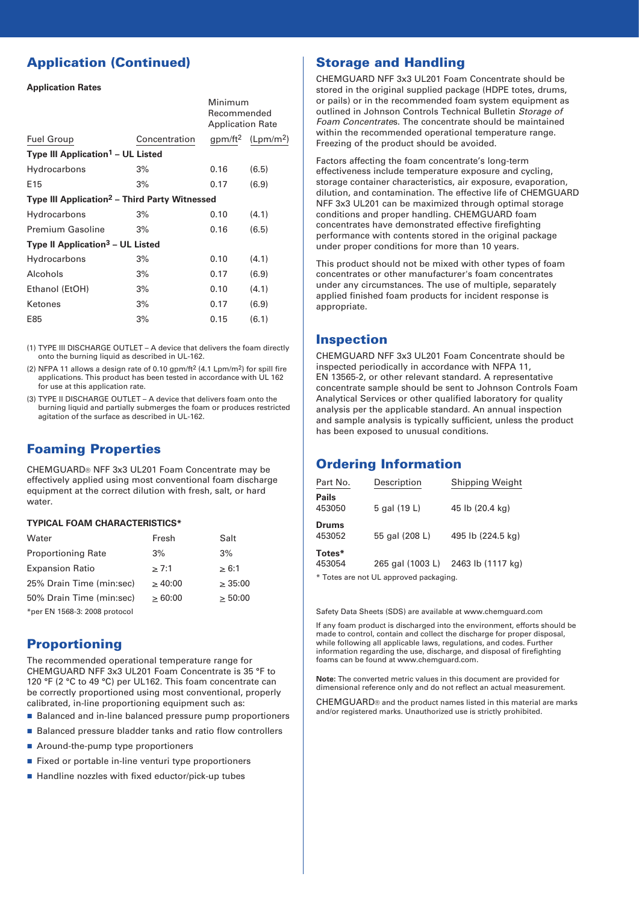## Application (Continued)

**Application Rates**

| Fuel Group | Concentration | Minimum Recommended Application Rate gpm/ft² | (Lpm/m²) |
|---|---|---|---|
| **Type III Application[1] – UL Listed** | | | |
| Hydrocarbons | 3% | 0.16 | (6.5) |
| E15 | 3% | 0.17 | (6.9) |
| **Type III Application[2] – Third Party Witnessed** | | | |
| Hydrocarbons | 3% | 0.10 | (4.1) |
| Premium Gasoline | 3% | 0.16 | (6.5) |
| **Type II Application[3] – UL Listed** | | | |
| Hydrocarbons | 3% | 0.10 | (4.1) |
| Alcohols | 3% | 0.17 | (6.9) |
| Ethanol (EtOH) | 3% | 0.10 | (4.1) |
| Ketones | 3% | 0.17 | (6.9) |
| E85 | 3% | 0.15 | (6.1) |

(1) TYPE III DISCHARGE OUTLET – A device that delivers the foam directly onto the burning liquid as described in UL-162.

(2) NFPA 11 allows a design rate of 0.10 gpm/ft² (4.1 Lpm/m²) for spill fire applications. This product has been tested in accordance with UL 162 for use at this application rate.

(3) TYPE II DISCHARGE OUTLET – A device that delivers foam onto the burning liquid and partially submerges the foam or produces restricted agitation of the surface as described in UL-162.

## Foaming Properties

CHEMGUARD® NFF 3x3 UL201 Foam Concentrate may be effectively applied using most conventional foam discharge equipment at the correct dilution with fresh, salt, or hard water.

**TYPICAL FOAM CHARACTERISTICS***

| Water | Fresh | Salt |
|---|---|---|
| Proportioning Rate | 3% | 3% |
| Expansion Ratio | ≥ 7:1 | ≥ 6:1 |
| 25% Drain Time (min:sec) | ≥ 40:00 | ≥ 35:00 |
| 50% Drain Time (min:sec) | ≥ 60:00 | ≥ 50:00 |

*per EN 1568-3: 2008 protocol

## Proportioning

The recommended operational temperature range for CHEMGUARD NFF 3x3 UL201 Foam Concentrate is 35 °F to 120 °F (2 °C to 49 °C) per UL162. This foam concentrate can be correctly proportioned using most conventional, properly calibrated, in-line proportioning equipment such as:

- Balanced and in-line balanced pressure pump proportioners
- Balanced pressure bladder tanks and ratio flow controllers
- Around-the-pump type proportioners
- Fixed or portable in-line venturi type proportioners
- Handline nozzles with fixed eductor/pick-up tubes

## Storage and Handling

CHEMGUARD NFF 3x3 UL201 Foam Concentrate should be stored in the original supplied package (HDPE totes, drums, or pails) or in the recommended foam system equipment as outlined in Johnson Controls Technical Bulletin *Storage of Foam Concentrates*. The concentrate should be maintained within the recommended operational temperature range. Freezing of the product should be avoided.

Factors affecting the foam concentrate's long-term effectiveness include temperature exposure and cycling, storage container characteristics, air exposure, evaporation, dilution, and contamination. The effective life of CHEMGUARD NFF 3x3 UL201 can be maximized through optimal storage conditions and proper handling. CHEMGUARD foam concentrates have demonstrated effective firefighting performance with contents stored in the original package under proper conditions for more than 10 years.

This product should not be mixed with other types of foam concentrates or other manufacturer's foam concentrates under any circumstances. The use of multiple, separately applied finished foam products for incident response is appropriate.

## Inspection

CHEMGUARD NFF 3x3 UL201 Foam Concentrate should be inspected periodically in accordance with NFPA 11, EN 13565-2, or other relevant standard. A representative concentrate sample should be sent to Johnson Controls Foam Analytical Services or other qualified laboratory for quality analysis per the applicable standard. An annual inspection and sample analysis is typically sufficient, unless the product has been exposed to unusual conditions.

## Ordering Information

| Part No. | Description | Shipping Weight |
|---|---|---|
| **Pails** | | |
| 453050 | 5 gal (19 L) | 45 lb (20.4 kg) |
| **Drums** | | |
| 453052 | 55 gal (208 L) | 495 lb (224.5 kg) |
| **Totes*** | | |
| 453054 | 265 gal (1003 L) | 2463 lb (1117 kg) |

* Totes are not UL approved packaging.

Safety Data Sheets (SDS) are available at www.chemguard.com

If any foam product is discharged into the environment, efforts should be made to control, contain and collect the discharge for proper disposal, while following all applicable laws, regulations, and codes. Further information regarding the use, discharge, and disposal of firefighting foams can be found at www.chemguard.com.

**Note:** The converted metric values in this document are provided for dimensional reference only and do not reflect an actual measurement.

CHEMGUARD® and the product names listed in this material are marks and/or registered marks. Unauthorized use is strictly prohibited.